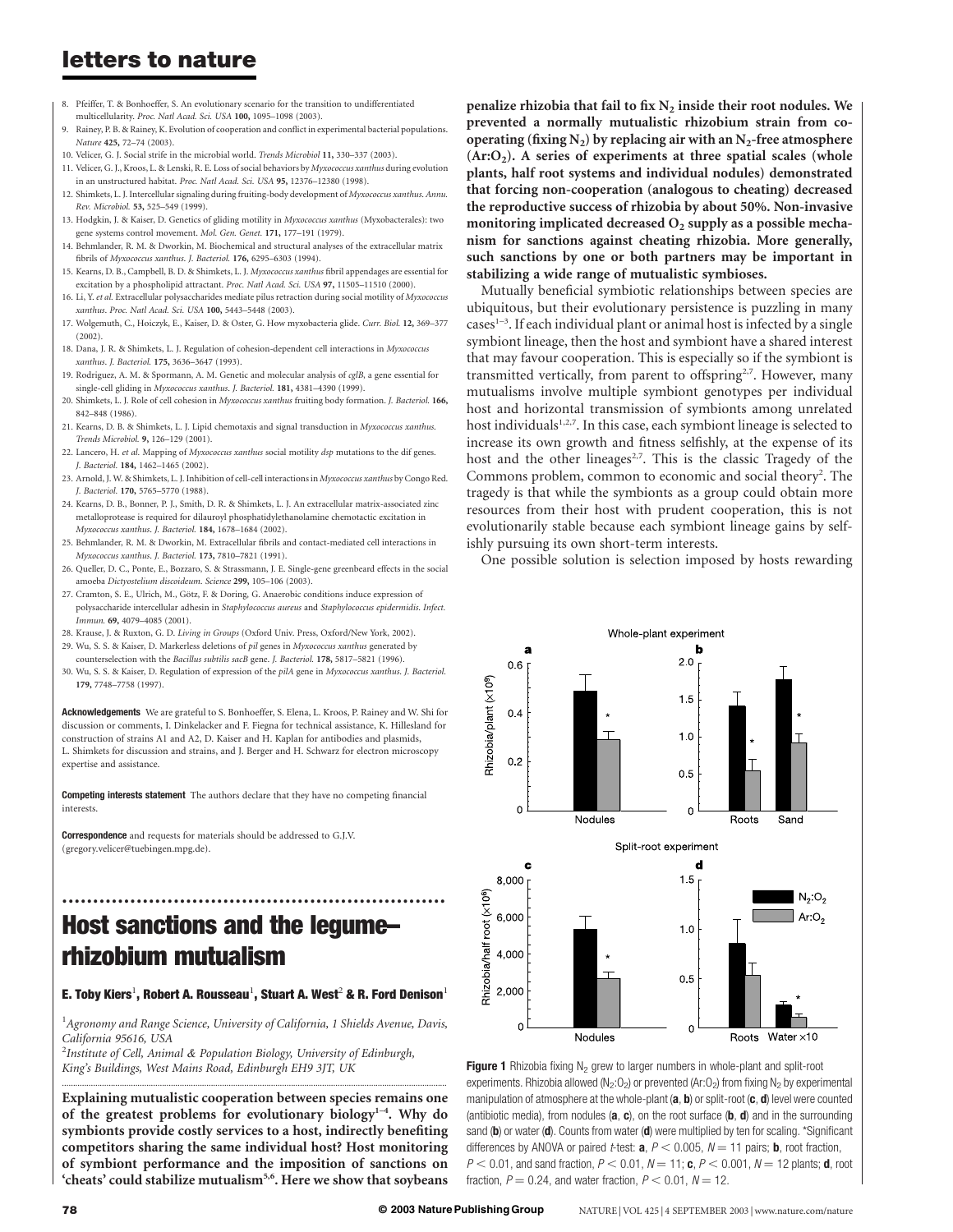8. Pfeiffer, T. & Bonhoeffer, S. An evolutionary scenario for the transition to undifferentiated multicellularity. *Proc. Natl Acad. Sci. USA* **100,** 1095–1098 (2003).
9. Rainey, P. B. & Rainey, K. Evolution of cooperation and conflict in experimental bacterial populations. *Nature* **425,** 72–74 (2003).
10. Velicer, G. J. Social strife in the microbial world. *Trends Microbiol* **11,** 330–337 (2003).
11. Velicer, G. J., Kroos, L. & Lenski, R. E. Loss of social behaviors by *Myxococcus xanthus* during evolution in an unstructured habitat. *Proc. Natl Acad. Sci. USA* **95,** 12376–12380 (1998).
12. Shimkets, L. J. Intercellular signaling during fruiting-body development of *Myxococcus xanthus*. *Annu. Rev. Microbiol.* **53,** 525–549 (1999).
13. Hodgkin, J. & Kaiser, D. Genetics of gliding motility in *Myxococcus xanthus* (Myxobacterales): two gene systems control movement. *Mol. Gen. Genet.* **171,** 177–191 (1979).
14. Behmlander, R. M. & Dworkin, M. Biochemical and structural analyses of the extracellular matrix fibrils of *Myxococcus xanthus*. *J. Bacteriol.* **176,** 6295–6303 (1994).
15. Kearns, D. B., Campbell, B. D. & Shimkets, L. J. *Myxococcus xanthus* fibril appendages are essential for excitation by a phospholipid attractant. *Proc. Natl Acad. Sci. USA* **97,** 11505–11510 (2000).
16. Li, Y. *et al.* Extracellular polysaccharides mediate pilus retraction during social motility of *Myxococcus xanthus*. *Proc. Natl Acad. Sci. USA* **100,** 5443–5448 (2003).
17. Wolgemuth, C., Hoiczyk, E., Kaiser, D. & Oster, G. How myxobacteria glide. *Curr. Biol.* **12,** 369–377 (2002).
18. Dana, J. R. & Shimkets, L. J. Regulation of cohesion-dependent cell interactions in *Myxococcus xanthus*. *J. Bacteriol.* **175,** 3636–3647 (1993).
19. Rodriguez, A. M. & Spormann, A. M. Genetic and molecular analysis of *cglB*, a gene essential for single-cell gliding in *Myxococcus xanthus*. *J. Bacteriol.* **181,** 4381–4390 (1999).
20. Shimkets, L. J. Role of cell cohesion in *Myxococcus xanthus* fruiting body formation. *J. Bacteriol.* **166,** 842–848 (1986).
21. Kearns, D. B. & Shimkets, L. J. Lipid chemotaxis and signal transduction in *Myxococcus xanthus*. *Trends Microbiol.* **9,** 126–129 (2001).
22. Lancero, H. *et al.* Mapping of *Myxococcus xanthus* social motility *dsp* mutations to the dif genes. *J. Bacteriol.* **184,** 1462–1465 (2002).
23. Arnold, J. W. & Shimkets, L. J. Inhibition of cell-cell interactions in *Myxococcus xanthus* by Congo Red. *J. Bacteriol.* **170,** 5765–5770 (1988).
24. Kearns, D. B., Bonner, P. J., Smith, D. R. & Shimkets, L. J. An extracellular matrix-associated zinc metalloprotease is required for dilauroyl phosphatidylethanolamine chemotactic excitation in *Myxococcus xanthus*. *J. Bacteriol.* **184,** 1678–1684 (2002).
25. Behmlander, R. M. & Dworkin, M. Extracellular fibrils and contact-mediated cell interactions in *Myxococcus xanthus*. *J. Bacteriol.* **173,** 7810–7821 (1991).
26. Queller, D. C., Ponte, E., Bozzaro, S. & Strassmann, J. E. Single-gene greenbeard effects in the social amoeba *Dictyostelium discoideum*. *Science* **299,** 105–106 (2003).
27. Cramton, S. E., Ulrich, M., Götz, F. & Doring, G. Anaerobic conditions induce expression of polysaccharide intercellular adhesin in *Staphylococcus aureus* and *Staphylococcus epidermidis*. *Infect. Immun.* **69,** 4079–4085 (2001).
28. Krause, J. & Ruxton, G. D. *Living in Groups* (Oxford Univ. Press, Oxford/New York, 2002).
29. Wu, S. S. & Kaiser, D. Markerless deletions of *pil* genes in *Myxococcus xanthus* generated by counterselection with the *Bacillus subtilis sacB* gene. *J. Bacteriol.* **178,** 5817–5821 (1996).
30. Wu, S. S. & Kaiser, D. Regulation of expression of the *pilA* gene in *Myxococcus xanthus*. *J. Bacteriol.* **179,** 7748–7758 (1997).

**Acknowledgements** We are grateful to S. Bonhoeffer, S. Elena, L. Kroos, P. Rainey and W. Shi for discussion or comments, I. Dinkelacker and F. Fiegna for technical assistance, K. Hillesland for construction of strains A1 and A2, D. Kaiser and H. Kaplan for antibodies and plasmids, L. Shimkets for discussion and strains, and J. Berger and H. Schwarz for electron microscopy expertise and assistance.

**Competing interests statement** The authors declare that they have no competing financial interests.

**Correspondence** and requests for materials should be addressed to G.J.V. (gregory.velicer@tuebingen.mpg.de).

# Host sanctions and the legume–rhizobium mutualism

**E. Toby Kiers[1], Robert A. Rousseau[1], Stuart A. West[2] & R. Ford Denison[1]**

[1]*Agronomy and Range Science, University of California, 1 Shields Avenue, Davis, California 95616, USA*
[2]*Institute of Cell, Animal & Population Biology, University of Edinburgh, King's Buildings, West Mains Road, Edinburgh EH9 3JT, UK*

**Explaining mutualistic cooperation between species remains one of the greatest problems for evolutionary biology[1–4]. Why do symbionts provide costly services to a host, indirectly benefiting competitors sharing the same individual host? Host monitoring of symbiont performance and the imposition of sanctions on 'cheats' could stabilize mutualism[5,6]. Here we show that soybeans penalize rhizobia that fail to fix $N_2$ inside their root nodules. We prevented a normally mutualistic rhizobium strain from cooperating (fixing $N_2$) by replacing air with an $N_2$-free atmosphere ($Ar:O_2$). A series of experiments at three spatial scales (whole plants, half root systems and individual nodules) demonstrated that forcing non-cooperation (analogous to cheating) decreased the reproductive success of rhizobia by about 50%. Non-invasive monitoring implicated decreased $O_2$ supply as a possible mechanism for sanctions against cheating rhizobia. More generally, such sanctions by one or both partners may be important in stabilizing a wide range of mutualistic symbioses.**

Mutually beneficial symbiotic relationships between species are ubiquitous, but their evolutionary persistence is puzzling in many cases[1–3]. If each individual plant or animal host is infected by a single symbiont lineage, then the host and symbiont have a shared interest that may favour cooperation. This is especially so if the symbiont is transmitted vertically, from parent to offspring[2,7]. However, many mutualisms involve multiple symbiont genotypes per individual host and horizontal transmission of symbionts among unrelated host individuals[1,2,7]. In this case, each symbiont lineage is selected to increase its own growth and fitness selfishly, at the expense of its host and the other lineages[2,7]. This is the classic Tragedy of the Commons problem, common to economic and social theory[2]. The tragedy is that while the symbionts as a group could obtain more resources from their host with prudent cooperation, this is not evolutionarily stable because each symbiont lineage gains by selfishly pursuing its own short-term interests.

One possible solution is selection imposed by hosts rewarding

**Figure 1** Rhizobia fixing $N_2$ grew to larger numbers in whole-plant and split-root experiments. Rhizobia allowed ($N_2:O_2$) or prevented ($Ar:O_2$) from fixing $N_2$ by experimental manipulation of atmosphere at the whole-plant (**a**, **b**) or split-root (**c**, **d**) level were counted (antibiotic media), from nodules (**a**, **c**), on the root surface (**b**, **d**) and in the surrounding sand (**b**) or water (**d**). Counts from water (**d**) were multiplied by ten for scaling. *Significant differences by ANOVA or paired *t*-test: **a**, $P < 0.005$, $N = 11$ pairs; **b**, root fraction, $P < 0.01$, and sand fraction, $P < 0.01$, $N = 11$; **c**, $P < 0.001$, $N = 12$ plants; **d**, root fraction, $P = 0.24$, and water fraction, $P < 0.01$, $N = 12$.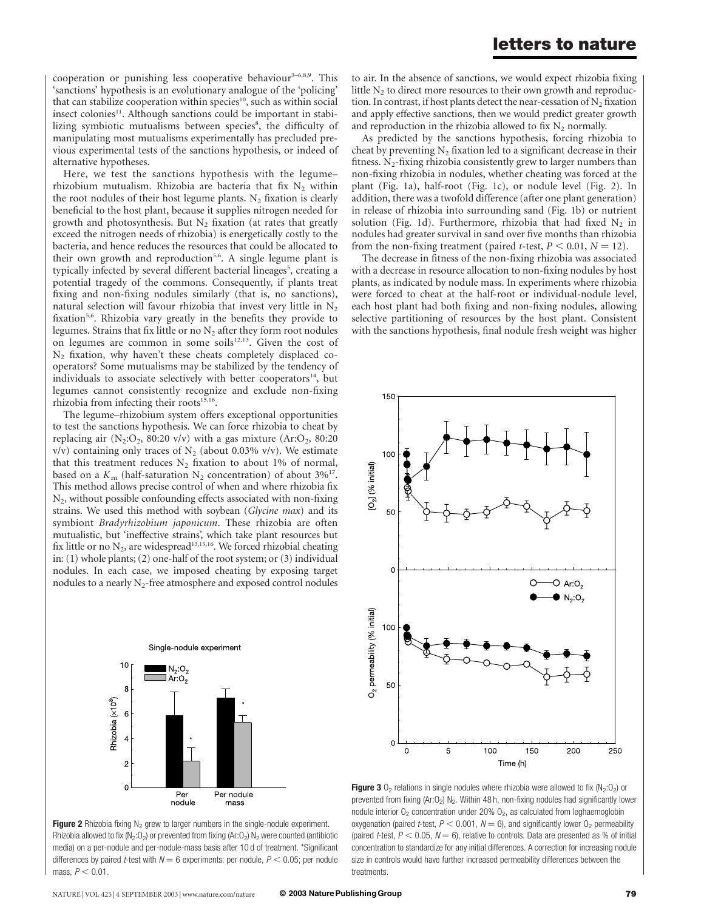cooperation or punishing less cooperative behaviour[3–6,8,9]. This 'sanctions' hypothesis is an evolutionary analogue of the 'policing' that can stabilize cooperation within species[10], such as within social insect colonies[11]. Although sanctions could be important in stabilizing symbiotic mutualisms between species[8], the difficulty of manipulating most mutualisms experimentally has precluded previous experimental tests of the sanctions hypothesis, or indeed of alternative hypotheses.

Here, we test the sanctions hypothesis with the legume–rhizobium mutualism. Rhizobia are bacteria that fix $N_2$ within the root nodules of their host legume plants. $N_2$ fixation is clearly beneficial to the host plant, because it supplies nitrogen needed for growth and photosynthesis. But $N_2$ fixation (at rates that greatly exceed the nitrogen needs of rhizobia) is energetically costly to the bacteria, and hence reduces the resources that could be allocated to their own growth and reproduction[5,6]. A single legume plant is typically infected by several different bacterial lineages[5], creating a potential tragedy of the commons. Consequently, if plants treat fixing and non-fixing nodules similarly (that is, no sanctions), natural selection will favour rhizobia that invest very little in $N_2$ fixation[5,6]. Rhizobia vary greatly in the benefits they provide to legumes. Strains that fix little or no $N_2$ after they form root nodules on legumes are common in some soils[12,13]. Given the cost of $N_2$ fixation, why haven't these cheats completely displaced co-operators? Some mutualisms may be stabilized by the tendency of individuals to associate selectively with better cooperators[14], but legumes cannot consistently recognize and exclude non-fixing rhizobia from infecting their roots[15,16].

The legume–rhizobium system offers exceptional opportunities to test the sanctions hypothesis. We can force rhizobia to cheat by replacing air ($N_2$:$O_2$, 80:20 v/v) with a gas mixture (Ar:$O_2$, 80:20 v/v) containing only traces of $N_2$ (about 0.03% v/v). We estimate that this treatment reduces $N_2$ fixation to about 1% of normal, based on a $K_m$ (half-saturation $N_2$ concentration) of about 3%[17]. This method allows precise control of when and where rhizobia fix $N_2$, without possible confounding effects associated with non-fixing strains. We used this method with soybean (*Glycine max*) and its symbiont *Bradyrhizobium japonicum*. These rhizobia are often mutualistic, but 'ineffective strains', which take plant resources but fix little or no $N_2$, are widespread[13,15,16]. We forced rhizobial cheating in: (1) whole plants; (2) one-half of the root system; or (3) individual nodules. In each case, we imposed cheating by exposing target nodules to a nearly $N_2$-free atmosphere and exposed control nodules to air. In the absence of sanctions, we would expect rhizobia fixing little $N_2$ to direct more resources to their own growth and reproduction. In contrast, if host plants detect the near-cessation of $N_2$ fixation and apply effective sanctions, then we would predict greater growth and reproduction in the rhizobia allowed to fix $N_2$ normally.

As predicted by the sanctions hypothesis, forcing rhizobia to cheat by preventing $N_2$ fixation led to a significant decrease in their fitness. $N_2$-fixing rhizobia consistently grew to larger numbers than non-fixing rhizobia in nodules, whether cheating was forced at the plant (Fig. 1a), half-root (Fig. 1c), or nodule level (Fig. 2). In addition, there was a twofold difference (after one plant generation) in release of rhizobia into surrounding sand (Fig. 1b) or nutrient solution (Fig. 1d). Furthermore, rhizobia that had fixed $N_2$ in nodules had greater survival in sand over five months than rhizobia from the non-fixing treatment (paired *t*-test, $P < 0.01$, $N = 12$).

The decrease in fitness of the non-fixing rhizobia was associated with a decrease in resource allocation to non-fixing nodules by host plants, as indicated by nodule mass. In experiments where rhizobia were forced to cheat at the half-root or individual-nodule level, each host plant had both fixing and non-fixing nodules, allowing selective partitioning of resources by the host plant. Consistent with the sanctions hypothesis, final nodule fresh weight was higher

**Figure 2** Rhizobia fixing $N_2$ grew to larger numbers in the single-nodule experiment. Rhizobia allowed to fix ($N_2$:$O_2$) or prevented from fixing (Ar:$O_2$) $N_2$ were counted (antibiotic media) on a per-nodule and per-nodule-mass basis after 10 d of treatment. *Significant differences by paired *t*-test with $N = 6$ experiments: per nodule, $P < 0.05$; per nodule mass, $P < 0.01$.

**Figure 3** $O_2$ relations in single nodules where rhizobia were allowed to fix ($N_2$:$O_2$) or prevented from fixing (Ar:$O_2$) $N_2$. Within 48 h, non-fixing nodules had significantly lower nodule interior $O_2$ concentration under 20% $O_2$, as calculated from leghaemoglobin oxygenation (paired *t*-test, $P < 0.001$, $N = 6$), and significantly lower $O_2$ permeability (paired *t*-test, $P < 0.05$, $N = 6$), relative to controls. Data are presented as % of initial concentration to standardize for any initial differences. A correction for increasing nodule size in controls would have further increased permeability differences between the treatments.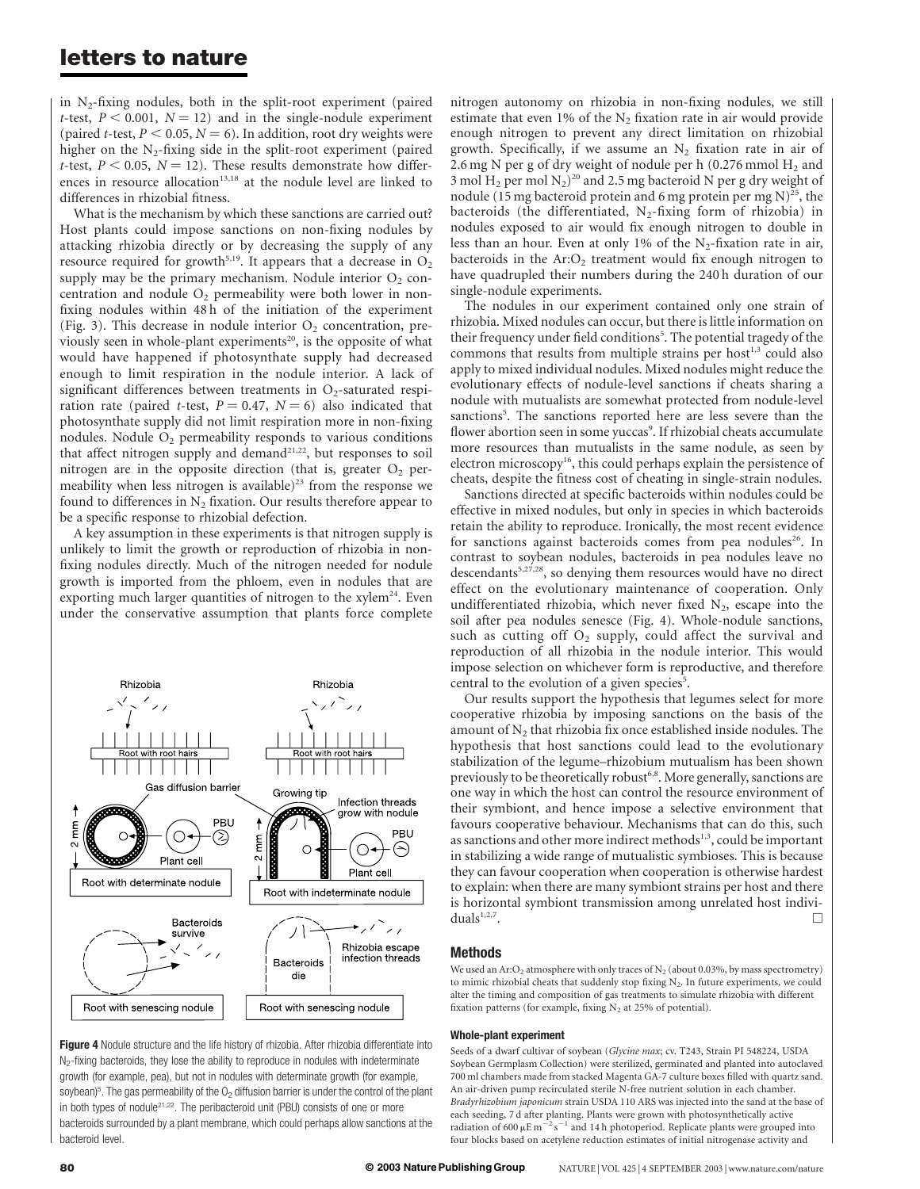in $N_2$-fixing nodules, both in the split-root experiment (paired *t*-test, $P < 0.001$, $N = 12$) and in the single-nodule experiment (paired *t*-test, $P < 0.05$, $N = 6$). In addition, root dry weights were higher on the $N_2$-fixing side in the split-root experiment (paired *t*-test, $P < 0.05$, $N = 12$). These results demonstrate how differences in resource allocation[13,18] at the nodule level are linked to differences in rhizobial fitness.

What is the mechanism by which these sanctions are carried out? Host plants could impose sanctions on non-fixing nodules by attacking rhizobia directly or by decreasing the supply of any resource required for growth[5,19]. It appears that a decrease in $O_2$ supply may be the primary mechanism. Nodule interior $O_2$ concentration and nodule $O_2$ permeability were both lower in non-fixing nodules within 48 h of the initiation of the experiment (Fig. 3). This decrease in nodule interior $O_2$ concentration, previously seen in whole-plant experiments[20], is the opposite of what would have happened if photosynthate supply had decreased enough to limit respiration in the nodule interior. A lack of significant differences between treatments in $O_2$-saturated respiration rate (paired *t*-test, $P = 0.47$, $N = 6$) also indicated that photosynthate supply did not limit respiration more in non-fixing nodules. Nodule $O_2$ permeability responds to various conditions that affect nitrogen supply and demand[21,22], but responses to soil nitrogen are in the opposite direction (that is, greater $O_2$ permeability when less nitrogen is available)[23] from the response we found to differences in $N_2$ fixation. Our results therefore appear to be a specific response to rhizobial defection.

A key assumption in these experiments is that nitrogen supply is unlikely to limit the growth or reproduction of rhizobia in non-fixing nodules directly. Much of the nitrogen needed for nodule growth is imported from the phloem, even in nodules that are exporting much larger quantities of nitrogen to the xylem[24]. Even under the conservative assumption that plants force complete nitrogen autonomy on rhizobia in non-fixing nodules, we still estimate that even 1% of the $N_2$ fixation rate in air would provide enough nitrogen to prevent any direct limitation on rhizobial growth. Specifically, if we assume an $N_2$ fixation rate in air of 2.6 mg N per g of dry weight of nodule per h (0.276 mmol $H_2$ and 3 mol $H_2$ per mol $N_2$)[20] and 2.5 mg bacteroid N per g dry weight of nodule (15 mg bacteroid protein and 6 mg protein per mg N)[25], the bacteroids (the differentiated, $N_2$-fixing form of rhizobia) in nodules exposed to air would fix enough nitrogen to double in less than an hour. Even at only 1% of the $N_2$-fixation rate in air, bacteroids in the Ar:$O_2$ treatment would fix enough nitrogen to have quadrupled their numbers during the 240 h duration of our single-nodule experiments.

The nodules in our experiment contained only one strain of rhizobia. Mixed nodules can occur, but there is little information on their frequency under field conditions[5]. The potential tragedy of the commons that results from multiple strains per host[1,3] could also apply to mixed individual nodules. Mixed nodules might reduce the evolutionary effects of nodule-level sanctions if cheats sharing a nodule with mutualists are somewhat protected from nodule-level sanctions[5]. The sanctions reported here are less severe than the flower abortion seen in some yuccas[9]. If rhizobial cheats accumulate more resources than mutualists in the same nodule, as seen by electron microscopy[16], this could perhaps explain the persistence of cheats, despite the fitness cost of cheating in single-strain nodules.

Sanctions directed at specific bacteroids within nodules could be effective in mixed nodules, but only in species in which bacteroids retain the ability to reproduce. Ironically, the most recent evidence for sanctions against bacteroids comes from pea nodules[26]. In contrast to soybean nodules, bacteroids in pea nodules leave no descendants[5,27,28], so denying them resources would have no direct effect on the evolutionary maintenance of cooperation. Only undifferentiated rhizobia, which never fixed $N_2$, escape into the soil after pea nodules senesce (Fig. 4). Whole-nodule sanctions, such as cutting off $O_2$ supply, could affect the survival and reproduction of all rhizobia in the nodule interior. This would impose selection on whichever form is reproductive, and therefore central to the evolution of a given species[5].

Our results support the hypothesis that legumes select for more cooperative rhizobia by imposing sanctions on the basis of the amount of $N_2$ that rhizobia fix once established inside nodules. The hypothesis that host sanctions could lead to the evolutionary stabilization of the legume–rhizobium mutualism has been shown previously to be theoretically robust[6,8]. More generally, sanctions are one way in which the host can control the resource environment of their symbiont, and hence impose a selective environment that favours cooperative behaviour. Mechanisms that can do this, such as sanctions and other more indirect methods[1,3], could be important in stabilizing a wide range of mutualistic symbioses. This is because they can favour cooperation when cooperation is otherwise hardest to explain: when there are many symbiont strains per host and there is horizontal symbiont transmission among unrelated host individuals[1,2,7]. □

**Figure 4** Nodule structure and the life history of rhizobia. After rhizobia differentiate into $N_2$-fixing bacteroids, they lose the ability to reproduce in nodules with indeterminate growth (for example, pea), but not in nodules with determinate growth (for example, soybean)[5]. The gas permeability of the $O_2$ diffusion barrier is under the control of the plant in both types of nodule[21,22]. The peribacteroid unit (PBU) consists of one or more bacteroids surrounded by a plant membrane, which could perhaps allow sanctions at the bacteroid level.

## Methods

We used an Ar:$O_2$ atmosphere with only traces of $N_2$ (about 0.03%, by mass spectrometry) to mimic rhizobial cheats that suddenly stop fixing $N_2$. In future experiments, we could alter the timing and composition of gas treatments to simulate rhizobia with different fixation patterns (for example, fixing $N_2$ at 25% of potential).

### Whole-plant experiment

Seeds of a dwarf cultivar of soybean (*Glycine max*; cv. T243, Strain PI 548224, USDA Soybean Germplasm Collection) were sterilized, germinated and planted into autoclaved 700 ml chambers made from stacked Magenta GA-7 culture boxes filled with quartz sand. An air-driven pump recirculated sterile N-free nutrient solution in each chamber. *Bradyrhizobium japonicum* strain USDA 110 ARS was injected into the sand at the base of each seeding, 7 d after planting. Plants were grown with photosynthetically active radiation of 600 $\mu E\,m^{-2}\,s^{-1}$ and 14 h photoperiod. Replicate plants were grouped into four blocks based on acetylene reduction estimates of initial nitrogenase activity and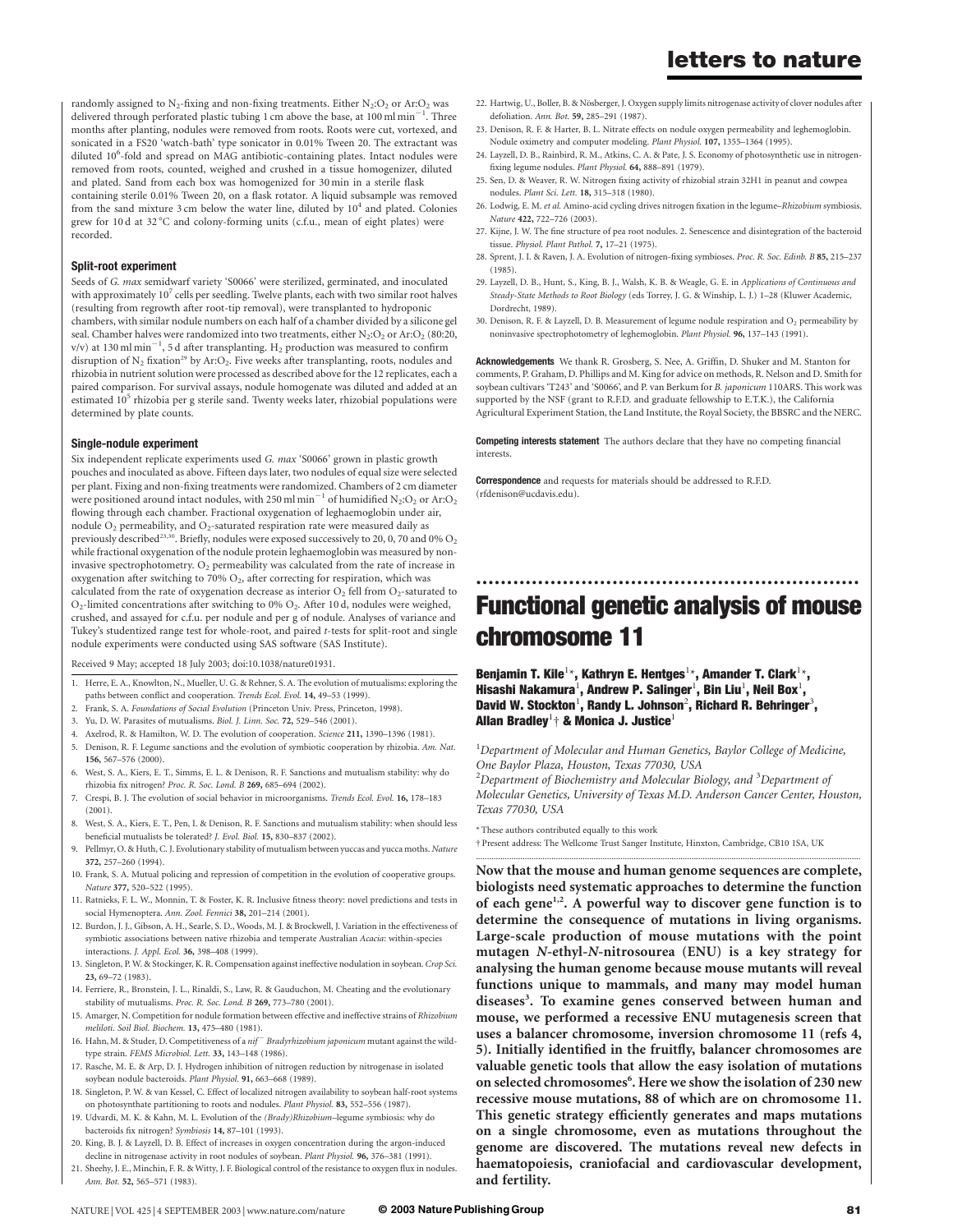randomly assigned to $N_2$-fixing and non-fixing treatments. Either $N_2$:$O_2$ or Ar:$O_2$ was delivered through perforated plastic tubing 1 cm above the base, at 100 ml min$^{-1}$. Three months after planting, nodules were removed from roots. Roots were cut, vortexed, and sonicated in a FS20 'watch-bath' type sonicator in 0.01% Tween 20. The extractant was diluted $10^6$-fold and spread on MAG antibiotic-containing plates. Intact nodules were removed from roots, counted, weighed and crushed in a tissue homogenizer, diluted and plated. Sand from each box was homogenized for 30 min in a sterile flask containing sterile 0.01% Tween 20, on a flask rotator. A liquid subsample was removed from the sand mixture 3 cm below the water line, diluted by $10^4$ and plated. Colonies grew for 10 d at 32 °C and colony-forming units (c.f.u., mean of eight plates) were recorded.

### Split-root experiment

Seeds of *G. max* semidwarf variety 'S0066' were sterilized, germinated, and inoculated with approximately $10^7$ cells per seedling. Twelve plants, each with two similar root halves (resulting from regrowth after root-tip removal), were transplanted to hydroponic chambers, with similar nodule numbers on each half of a chamber divided by a silicone gel seal. Chamber halves were randomized into two treatments, either $N_2$:$O_2$ or Ar:$O_2$ (80:20, v/v) at 130 ml min$^{-1}$, 5 d after transplanting. $H_2$ production was measured to confirm disruption of $N_2$ fixation[29] by Ar:$O_2$. Five weeks after transplanting, roots, nodules and rhizobia in nutrient solution were processed as described above for the 12 replicates, each a paired comparison. For survival assays, nodule homogenate was diluted and added at an estimated $10^5$ rhizobia per g sterile sand. Twenty weeks later, rhizobial populations were determined by plate counts.

### Single-nodule experiment

Six independent replicate experiments used *G. max* 'S0066' grown in plastic growth pouches and inoculated as above. Fifteen days later, two nodules of equal size were selected per plant. Fixing and non-fixing treatments were randomized. Chambers of 2 cm diameter were positioned around intact nodules, with 250 ml min$^{-1}$ of humidified $N_2$:$O_2$ or Ar:$O_2$ flowing through each chamber. Fractional oxygenation of leghaemoglobin under air, nodule $O_2$ permeability, and $O_2$-saturated respiration rate were measured daily as previously described[23,30]. Briefly, nodules were exposed successively to 20, 0, 70 and 0% $O_2$ while fractional oxygenation of the nodule protein leghaemoglobin was measured by non-invasive spectrophotometry. $O_2$ permeability was calculated from the rate of increase in oxygenation after switching to 70% $O_2$, after correcting for respiration, which was calculated from the rate of oxygenation decrease as interior $O_2$ fell from $O_2$-saturated to $O_2$-limited concentrations after switching to 0% $O_2$. After 10 d, nodules were weighed, crushed, and assayed for c.f.u. per nodule and per g of nodule. Analyses of variance and Tukey's studentized range test for whole-root, and paired *t*-tests for split-root and single nodule experiments were conducted using SAS software (SAS Institute).

Received 9 May; accepted 18 July 2003; doi:10.1038/nature01931.

1. Herre, E. A., Knowlton, N., Mueller, U. G. & Rehner, S. A. The evolution of mutualisms: exploring the paths between conflict and cooperation. *Trends Ecol. Evol.* **14,** 49–53 (1999).
2. Frank, S. A. *Foundations of Social Evolution* (Princeton Univ. Press, Princeton, 1998).
3. Yu, D. W. Parasites of mutualisms. *Biol. J. Linn. Soc.* **72,** 529–546 (2001).
4. Axelrod, R. & Hamilton, W. D. The evolution of cooperation. *Science* **211,** 1390–1396 (1981).
5. Denison, R. F. Legume sanctions and the evolution of symbiotic cooperation by rhizobia. *Am. Nat.* **156,** 567–576 (2000).
6. West, S. A., Kiers, E. T., Simms, E. L. & Denison, R. F. Sanctions and mutualism stability: why do rhizobia fix nitrogen? *Proc. R. Soc. Lond. B* **269,** 685–694 (2002).
7. Crespi, B. J. The evolution of social behavior in microorganisms. *Trends Ecol. Evol.* **16,** 178–183 (2001).
8. West, S. A., Kiers, E. T., Pen, I. & Denison, R. F. Sanctions and mutualism stability: when should less beneficial mutualists be tolerated? *J. Evol. Biol.* **15,** 830–837 (2002).
9. Pellmyr, O. & Huth, C. J. Evolutionary stability of mutualism between yuccas and yucca moths. *Nature* **372,** 257–260 (1994).
10. Frank, S. A. Mutual policing and repression of competition in the evolution of cooperative groups. *Nature* **377,** 520–522 (1995).
11. Ratnieks, F. L. W., Monnin, T. & Foster, K. R. Inclusive fitness theory: novel predictions and tests in social Hymenoptera. *Ann. Zool. Fennici* **38,** 201–214 (2001).
12. Burdon, J. J., Gibson, A. H., Searle, S. D., Woods, M. J. & Brockwell, J. Variation in the effectiveness of symbiotic associations between native rhizobia and temperate Australian *Acacia*: within-species interactions. *J. Appl. Ecol.* **36,** 398–408 (1999).
13. Singleton, P. W. & Stockinger, K. R. Compensation against ineffective nodulation in soybean. *Crop Sci.* **23,** 69–72 (1983).
14. Ferriere, R., Bronstein, J. L., Rinaldi, S., Law, R. & Gauduchon, M. Cheating and the evolutionary stability of mutualisms. *Proc. R. Soc. Lond. B* **269,** 773–780 (2001).
15. Amarger, N. Competition for nodule formation between effective and ineffective strains of *Rhizobium meliloti*. *Soil Biol. Biochem.* **13,** 475–480 (1981).
16. Hahn, M. & Studer, D. Competitiveness of a *nif*$^-$ *Bradyrhizobium japonicum* mutant against the wild-type strain. *FEMS Microbiol. Lett.* **33,** 143–148 (1986).
17. Rasche, M. E. & Arp, D. J. Hydrogen inhibition of nitrogen reduction by nitrogenase in isolated soybean nodule bacteroids. *Plant Physiol.* **91,** 663–668 (1989).
18. Singleton, P. W. & van Kessel, C. Effect of localized nitrogen availability to soybean half-root systems on photosynthate partitioning to roots and nodules. *Plant Physiol.* **83,** 552–556 (1987).
19. Udvardi, M. K. & Kahn, M. L. Evolution of the *(Brady)Rhizobium*–legume symbiosis: why do bacteroids fix nitrogen? *Symbiosis* **14,** 87–101 (1993).
20. King, B. J. & Layzell, D. B. Effect of increases in oxygen concentration during the argon-induced decline in nitrogenase activity in root nodules of soybean. *Plant Physiol.* **96,** 376–381 (1991).
21. Sheehy, J. E., Minchin, F. R. & Witty, J. F. Biological control of the resistance to oxygen flux in nodules. *Ann. Bot.* **52,** 565–571 (1983).
22. Hartwig, U., Boller, B. & Nösberger, J. Oxygen supply limits nitrogenase activity of clover nodules after defoliation. *Ann. Bot.* **59,** 285–291 (1987).
23. Denison, R. F. & Harter, B. L. Nitrate effects on nodule oxygen permeability and leghemoglobin. Nodule oximetry and computer modeling. *Plant Physiol.* **107,** 1355–1364 (1995).
24. Layzell, D. B., Rainbird, R. M., Atkins, C. A. & Pate, J. S. Economy of photosynthetic use in nitrogen-fixing legume nodules. *Plant Physiol.* **64,** 888–891 (1979).
25. Sen, D. & Weaver, R. W. Nitrogen fixing activity of rhizobial strain 32H1 in peanut and cowpea nodules. *Plant Sci. Lett.* **18,** 315–318 (1980).
26. Lodwig, E. M. *et al.* Amino-acid cycling drives nitrogen fixation in the legume–*Rhizobium* symbiosis. *Nature* **422,** 722–726 (2003).
27. Kijne, J. W. The fine structure of pea root nodules. 2. Senescence and disintegration of the bacteroid tissue. *Physiol. Plant Pathol.* **7,** 17–21 (1975).
28. Sprent, J. I. & Raven, J. A. Evolution of nitrogen-fixing symbioses. *Proc. R. Soc. Edinb. B* **85,** 215–237 (1985).
29. Layzell, D. B., Hunt, S., King, B. J., Walsh, K. B. & Weagle, G. E. in *Applications of Continuous and Steady-State Methods to Root Biology* (eds Torrey, J. G. & Winship, L. J.) 1–28 (Kluwer Academic, Dordrecht, 1989).
30. Denison, R. F. & Layzell, D. B. Measurement of legume nodule respiration and $O_2$ permeability by noninvasive spectrophotometry of leghemoglobin. *Plant Physiol.* **96,** 137–143 (1991).

**Acknowledgements** We thank R. Grosberg, S. Nee, A. Griffin, D. Shuker and M. Stanton for comments, P. Graham, D. Phillips and M. King for advice on methods, R. Nelson and D. Smith for soybean cultivars 'T243' and 'S0066', and P. van Berkum for *B. japonicum* 110ARS. This work was supported by the NSF (grant to R.F.D. and graduate fellowship to E.T.K.), the California Agricultural Experiment Station, the Land Institute, the Royal Society, the BBSRC and the NERC.

**Competing interests statement** The authors declare that they have no competing financial interests.

**Correspondence** and requests for materials should be addressed to R.F.D. (rfdenison@ucdavis.edu).

# Functional genetic analysis of mouse chromosome 11

**Benjamin T. Kile[1]\*, Kathryn E. Hentges[1]\*, Amander T. Clark[1]\*, Hisashi Nakamura[1], Andrew P. Salinger[1], Bin Liu[1], Neil Box[1], David W. Stockton[1], Randy L. Johnson[2], Richard R. Behringer[3], Allan Bradley[1]† & Monica J. Justice[1]**

[1]*Department of Molecular and Human Genetics, Baylor College of Medicine, One Baylor Plaza, Houston, Texas 77030, USA*
[2]*Department of Biochemistry and Molecular Biology, and* [3]*Department of Molecular Genetics, University of Texas M.D. Anderson Cancer Center, Houston, Texas 77030, USA*

\* These authors contributed equally to this work
† Present address: The Wellcome Trust Sanger Institute, Hinxton, Cambridge, CB10 1SA, UK

**Now that the mouse and human genome sequences are complete, biologists need systematic approaches to determine the function of each gene[1,2]. A powerful way to discover gene function is to determine the consequence of mutations in living organisms. Large-scale production of mouse mutations with the point mutagen *N*-ethyl-*N*-nitrosourea (ENU) is a key strategy for analysing the human genome because mouse mutants will reveal functions unique to mammals, and many may model human diseases[3]. To examine genes conserved between human and mouse, we performed a recessive ENU mutagenesis screen that uses a balancer chromosome, inversion chromosome 11 (refs 4, 5). Initially identified in the fruitfly, balancer chromosomes are valuable genetic tools that allow the easy isolation of mutations on selected chromosomes[6]. Here we show the isolation of 230 new recessive mouse mutations, 88 of which are on chromosome 11. This genetic strategy efficiently generates and maps mutations on a single chromosome, even as mutations throughout the genome are discovered. The mutations reveal new defects in haematopoiesis, craniofacial and cardiovascular development, and fertility.**